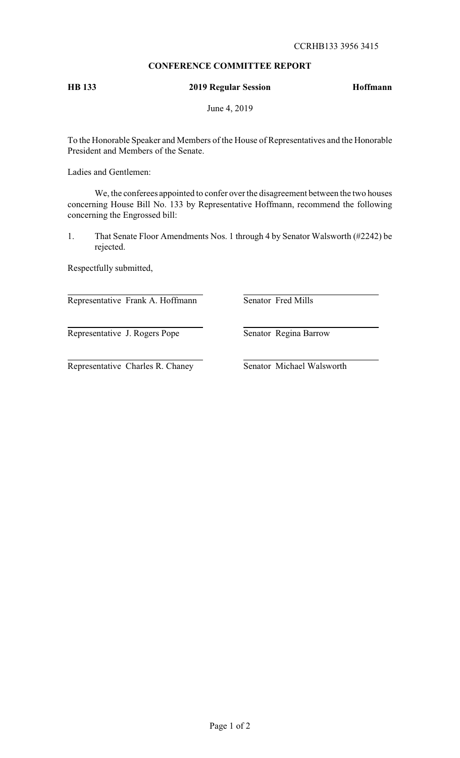CCRHB133 3956 3415

**CONFERENCE COMMITTEE REPORT**

**HB 133** **2019 Regular Session** **Hoffmann**

June 4, 2019

To the Honorable Speaker and Members of the House of Representatives and the Honorable President and Members of the Senate.

Ladies and Gentlemen:

We, the conferees appointed to confer over the disagreement between the two houses concerning House Bill No. 133 by Representative Hoffmann, recommend the following concerning the Engrossed bill:

1. That Senate Floor Amendments Nos. 1 through 4 by Senator Walsworth (#2242) be rejected.

Respectfully submitted,

| | |
|---|---|
| Representative Frank A. Hoffmann | Senator Fred Mills |
| Representative J. Rogers Pope | Senator Regina Barrow |
| Representative Charles R. Chaney | Senator Michael Walsworth |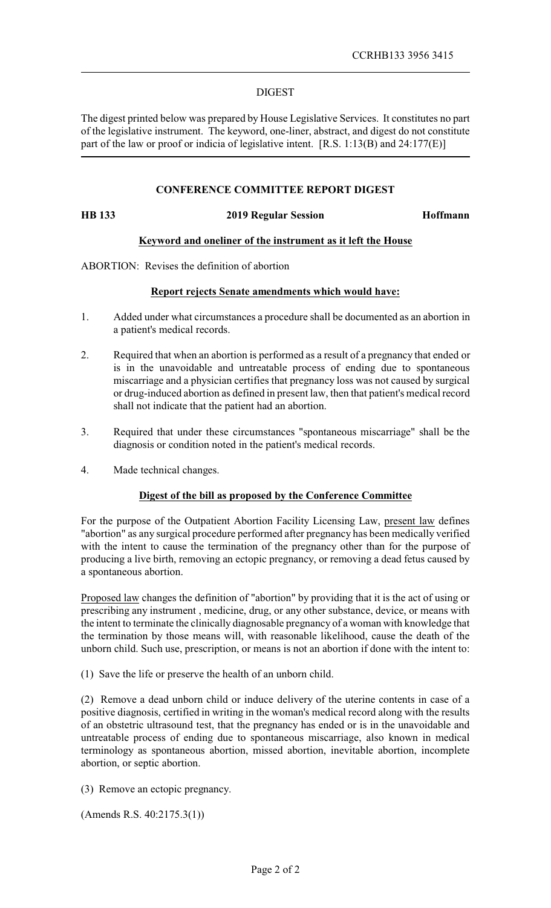CCRHB133 3956 3415

## DIGEST

The digest printed below was prepared by House Legislative Services. It constitutes no part of the legislative instrument. The keyword, one-liner, abstract, and digest do not constitute part of the law or proof or indicia of legislative intent. [R.S. 1:13(B) and 24:177(E)]

## CONFERENCE COMMITTEE REPORT DIGEST

**HB 133** **2019 Regular Session** **Hoffmann**

**Keyword and oneliner of the instrument as it left the House**

ABORTION: Revises the definition of abortion

**Report rejects Senate amendments which would have:**

1. Added under what circumstances a procedure shall be documented as an abortion in a patient's medical records.
2. Required that when an abortion is performed as a result of a pregnancy that ended or is in the unavoidable and untreatable process of ending due to spontaneous miscarriage and a physician certifies that pregnancy loss was not caused by surgical or drug-induced abortion as defined in present law, then that patient's medical record shall not indicate that the patient had an abortion.
3. Required that under these circumstances "spontaneous miscarriage" shall be the diagnosis or condition noted in the patient's medical records.
4. Made technical changes.

**Digest of the bill as proposed by the Conference Committee**

For the purpose of the Outpatient Abortion Facility Licensing Law, present law defines "abortion" as any surgical procedure performed after pregnancy has been medically verified with the intent to cause the termination of the pregnancy other than for the purpose of producing a live birth, removing an ectopic pregnancy, or removing a dead fetus caused by a spontaneous abortion.

Proposed law changes the definition of "abortion" by providing that it is the act of using or prescribing any instrument , medicine, drug, or any other substance, device, or means with the intent to terminate the clinically diagnosable pregnancy of a woman with knowledge that the termination by those means will, with reasonable likelihood, cause the death of the unborn child. Such use, prescription, or means is not an abortion if done with the intent to:

(1) Save the life or preserve the health of an unborn child.

(2) Remove a dead unborn child or induce delivery of the uterine contents in case of a positive diagnosis, certified in writing in the woman's medical record along with the results of an obstetric ultrasound test, that the pregnancy has ended or is in the unavoidable and untreatable process of ending due to spontaneous miscarriage, also known in medical terminology as spontaneous abortion, missed abortion, inevitable abortion, incomplete abortion, or septic abortion.

(3) Remove an ectopic pregnancy.

(Amends R.S. 40:2175.3(1))